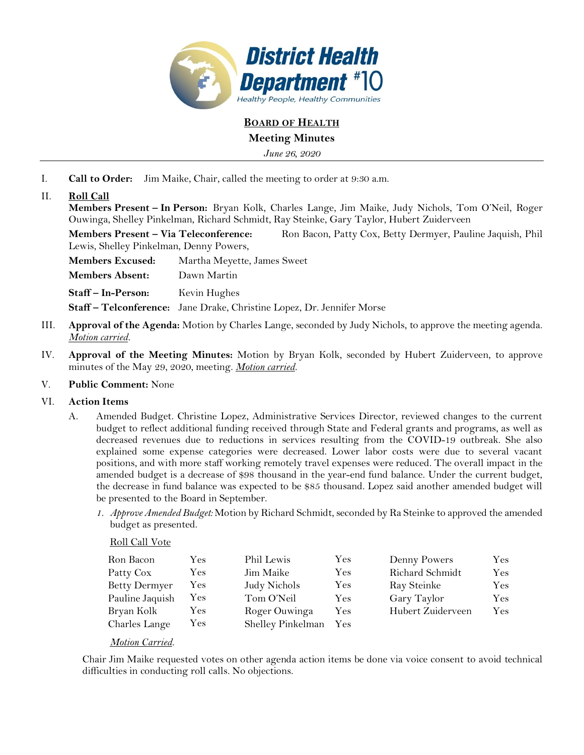District Health Department #10
Healthy People, Healthy Communities

# BOARD OF HEALTH

## Meeting Minutes

*June 26, 2020*

---

I. **Call to Order:** Jim Maike, Chair, called the meeting to order at 9:30 a.m.

II. **Roll Call**

**Members Present – In Person:** Bryan Kolk, Charles Lange, Jim Maike, Judy Nichols, Tom O'Neil, Roger Ouwinga, Shelley Pinkelman, Richard Schmidt, Ray Steinke, Gary Taylor, Hubert Zuiderveen

**Members Present – Via Teleconference:** Ron Bacon, Patty Cox, Betty Dermyer, Pauline Jaquish, Phil Lewis, Shelley Pinkelman, Denny Powers,

**Members Excused:** Martha Meyette, James Sweet

**Members Absent:** Dawn Martin

**Staff – In-Person:** Kevin Hughes

**Staff – Telconference:** Jane Drake, Christine Lopez, Dr. Jennifer Morse

III. **Approval of the Agenda:** Motion by Charles Lange, seconded by Judy Nichols, to approve the meeting agenda. *Motion carried*.

IV. **Approval of the Meeting Minutes:** Motion by Bryan Kolk, seconded by Hubert Zuiderveen, to approve minutes of the May 29, 2020, meeting. *Motion carried*.

V. **Public Comment:** None

VI. **Action Items**

A. Amended Budget. Christine Lopez, Administrative Services Director, reviewed changes to the current budget to reflect additional funding received through State and Federal grants and programs, as well as decreased revenues due to reductions in services resulting from the COVID-19 outbreak. She also explained some expense categories were decreased. Lower labor costs were due to several vacant positions, and with more staff working remotely travel expenses were reduced. The overall impact in the amended budget is a decrease of $98 thousand in the year-end fund balance. Under the current budget, the decrease in fund balance was expected to be $85 thousand. Lopez said another amended budget will be presented to the Board in September.

1. *Approve Amended Budget:* Motion by Richard Schmidt, seconded by Ra Steinke to approved the amended budget as presented.

Roll Call Vote

| | | | | | |
|---|---|---|---|---|---|
| Ron Bacon | Yes | Phil Lewis | Yes | Denny Powers | Yes |
| Patty Cox | Yes | Jim Maike | Yes | Richard Schmidt | Yes |
| Betty Dermyer | Yes | Judy Nichols | Yes | Ray Steinke | Yes |
| Pauline Jaquish | Yes | Tom O'Neil | Yes | Gary Taylor | Yes |
| Bryan Kolk | Yes | Roger Ouwinga | Yes | Hubert Zuiderveen | Yes |
| Charles Lange | Yes | Shelley Pinkelman | Yes | | |

*Motion Carried*.

Chair Jim Maike requested votes on other agenda action items be done via voice consent to avoid technical difficulties in conducting roll calls. No objections.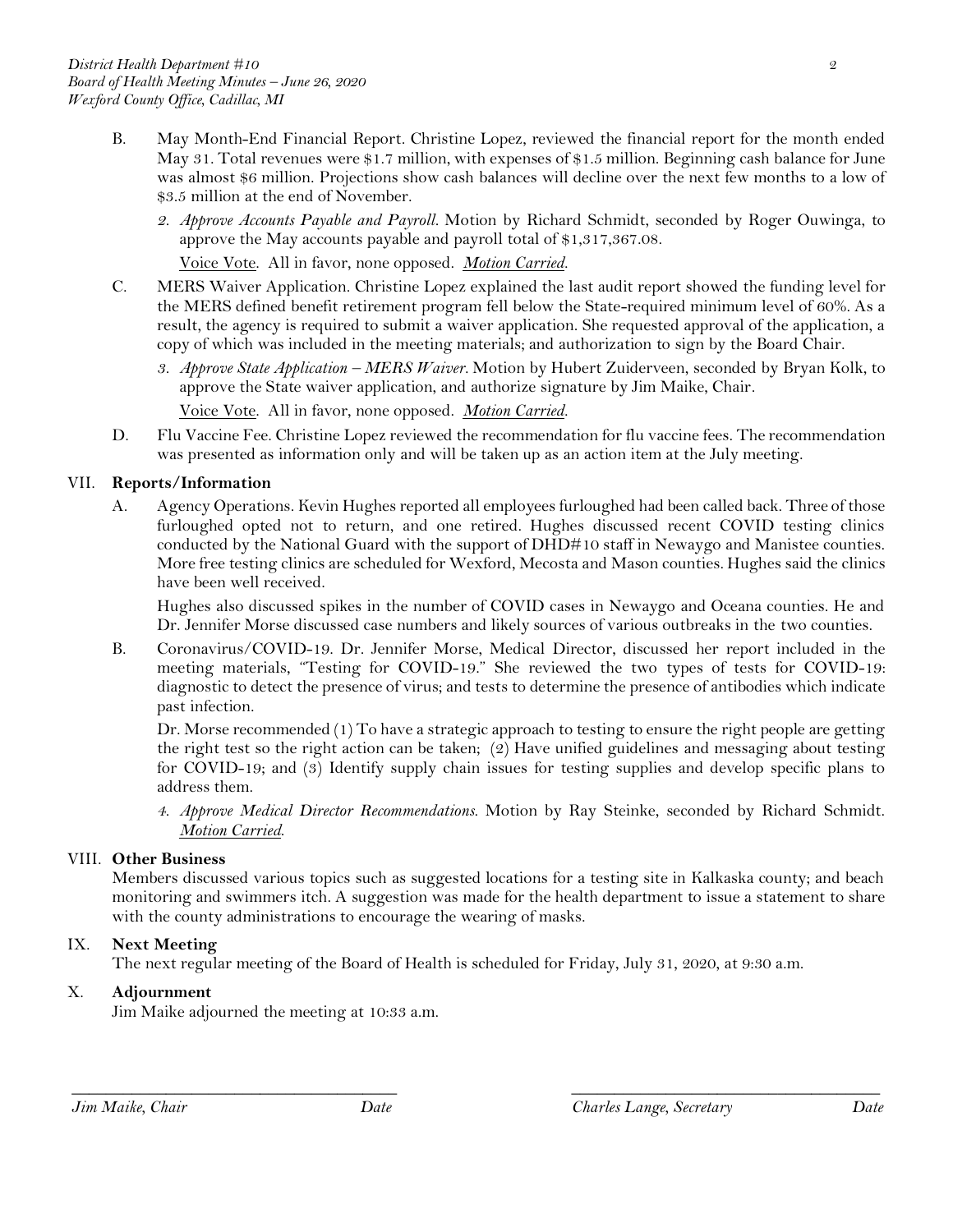B. May Month-End Financial Report. Christine Lopez, reviewed the financial report for the month ended May 31. Total revenues were $1.7 million, with expenses of $1.5 million. Beginning cash balance for June was almost $6 million. Projections show cash balances will decline over the next few months to a low of $3.5 million at the end of November.

   2. *Approve Accounts Payable and Payroll*. Motion by Richard Schmidt, seconded by Roger Ouwinga, to approve the May accounts payable and payroll total of $1,317,367.08.

      Voice Vote. All in favor, none opposed. ***Motion Carried.***

C. MERS Waiver Application. Christine Lopez explained the last audit report showed the funding level for the MERS defined benefit retirement program fell below the State-required minimum level of 60%. As a result, the agency is required to submit a waiver application. She requested approval of the application, a copy of which was included in the meeting materials; and authorization to sign by the Board Chair.

   3. *Approve State Application – MERS Waiver*. Motion by Hubert Zuiderveen, seconded by Bryan Kolk, to approve the State waiver application, and authorize signature by Jim Maike, Chair.

      Voice Vote. All in favor, none opposed. ***Motion Carried.***

D. Flu Vaccine Fee. Christine Lopez reviewed the recommendation for flu vaccine fees. The recommendation was presented as information only and will be taken up as an action item at the July meeting.

## VII. Reports/Information

A. Agency Operations. Kevin Hughes reported all employees furloughed had been called back. Three of those furloughed opted not to return, and one retired. Hughes discussed recent COVID testing clinics conducted by the National Guard with the support of DHD#10 staff in Newaygo and Manistee counties. More free testing clinics are scheduled for Wexford, Mecosta and Mason counties. Hughes said the clinics have been well received.

   Hughes also discussed spikes in the number of COVID cases in Newaygo and Oceana counties. He and Dr. Jennifer Morse discussed case numbers and likely sources of various outbreaks in the two counties.

B. Coronavirus/COVID-19. Dr. Jennifer Morse, Medical Director, discussed her report included in the meeting materials, "Testing for COVID-19." She reviewed the two types of tests for COVID-19: diagnostic to detect the presence of virus; and tests to determine the presence of antibodies which indicate past infection.

   Dr. Morse recommended (1) To have a strategic approach to testing to ensure the right people are getting the right test so the right action can be taken; (2) Have unified guidelines and messaging about testing for COVID-19; and (3) Identify supply chain issues for testing supplies and develop specific plans to address them.

   4. *Approve Medical Director Recommendations.* Motion by Ray Steinke, seconded by Richard Schmidt. ***Motion Carried.***

## VIII. Other Business

Members discussed various topics such as suggested locations for a testing site in Kalkaska county; and beach monitoring and swimmers itch. A suggestion was made for the health department to issue a statement to share with the county administrations to encourage the wearing of masks.

## IX. Next Meeting

The next regular meeting of the Board of Health is scheduled for Friday, July 31, 2020, at 9:30 a.m.

## X. Adjournment

Jim Maike adjourned the meeting at 10:33 a.m.

\_\_\_\_\_\_\_\_\_\_\_\_\_\_\_\_\_\_\_\_\_\_\_\_\_\_\_\_\_\_\_\_\_\_\_\_\_\_
*Jim Maike, Chair* *Date*

\_\_\_\_\_\_\_\_\_\_\_\_\_\_\_\_\_\_\_\_\_\_\_\_\_\_\_\_\_\_\_\_\_\_\_\_\_\_
*Charles Lange, Secretary* *Date*